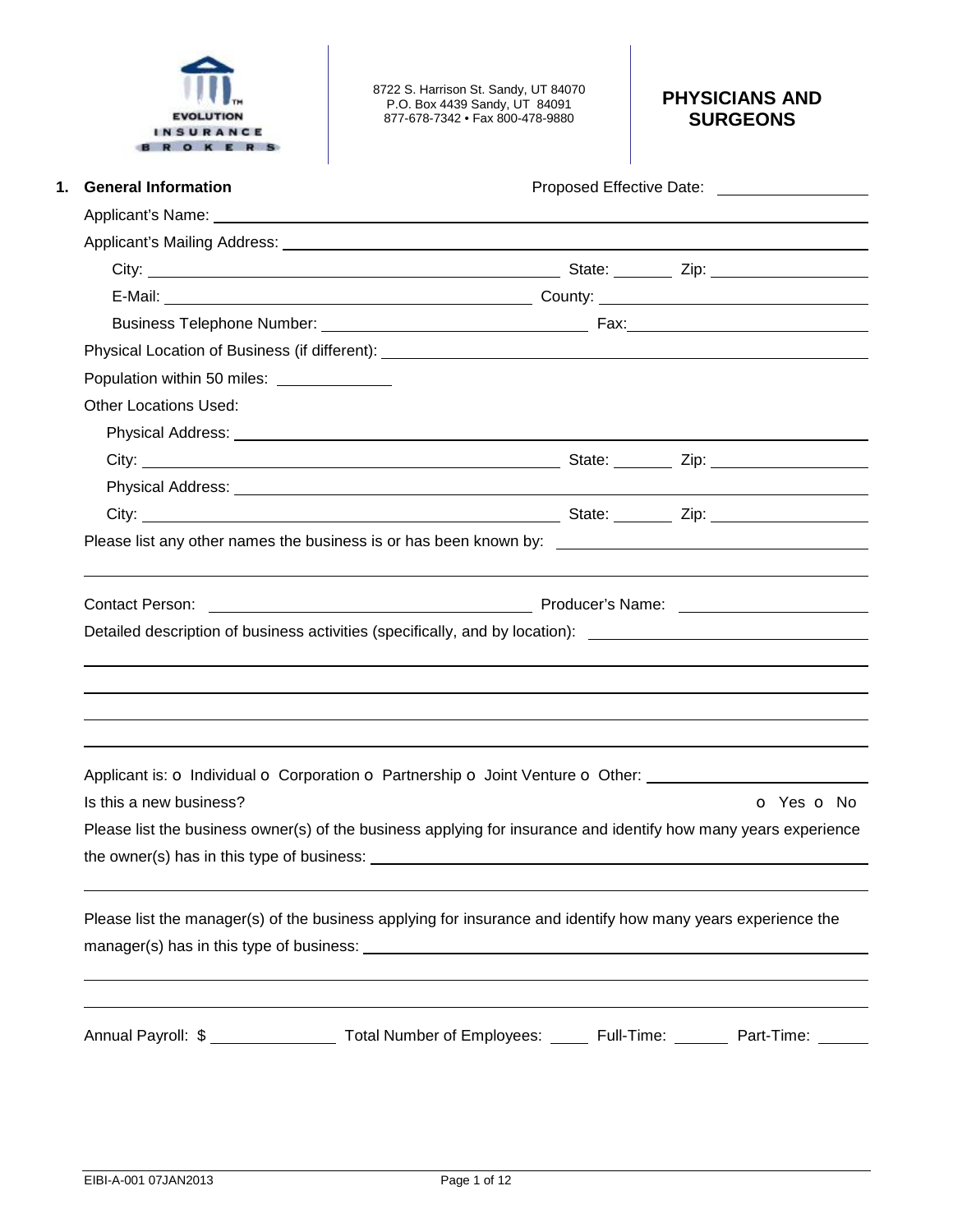EVOLUTION INSURANCE BROKERS

8722 S. Harrison St. Sandy, UT 84070
P.O. Box 4439 Sandy, UT 84091
877-678-7342 • Fax 800-478-9880

# PHYSICIANS AND SURGEONS

## 1. General Information

Proposed Effective Date: ____________

Applicant's Name: ____________

Applicant's Mailing Address: ____________

City: ____________ State: ______ Zip: ____________

E-Mail: ____________ County: ____________

Business Telephone Number: ____________ Fax: ____________

Physical Location of Business (if different): ____________

Population within 50 miles: ____________

Other Locations Used:

Physical Address: ____________

City: ____________ State: ______ Zip: ____________

Physical Address: ____________

City: ____________ State: ______ Zip: ____________

Please list any other names the business is or has been known by: ____________

Contact Person: ____________ Producer's Name: ____________

Detailed description of business activities (specifically, and by location): ____________

Applicant is: o Individual o Corporation o Partnership o Joint Venture o Other: ____________

Is this a new business? o Yes o No

Please list the business owner(s) of the business applying for insurance and identify how many years experience the owner(s) has in this type of business: ____________

Please list the manager(s) of the business applying for insurance and identify how many years experience the manager(s) has in this type of business: ____________

Annual Payroll: $ ____________ Total Number of Employees: ______ Full-Time: ______ Part-Time: ______

EIBI-A-001 07JAN2013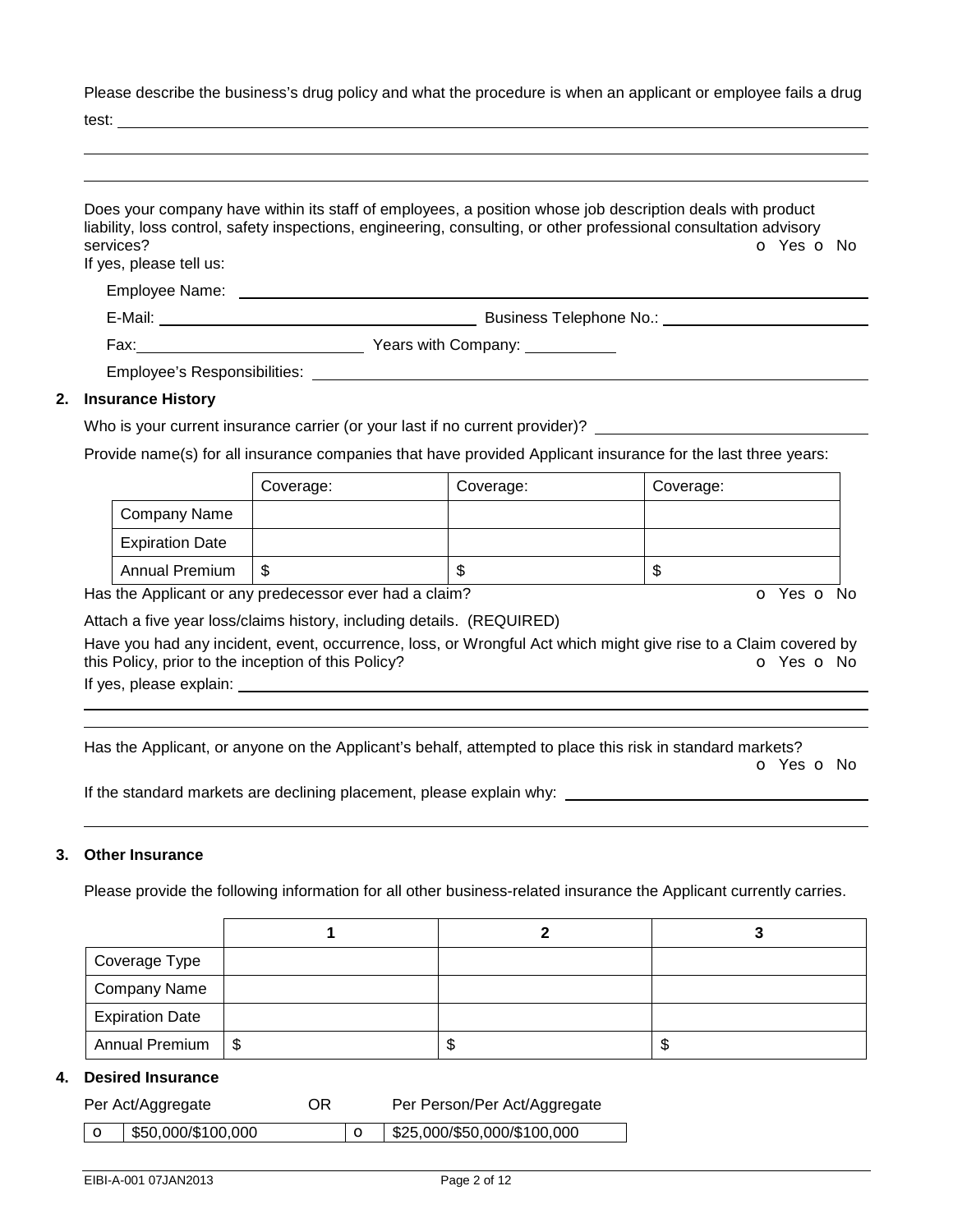Please describe the business's drug policy and what the procedure is when an applicant or employee fails a drug test: \_\_\_\_\_\_\_\_\_\_\_\_\_\_\_\_\_\_\_\_\_\_\_\_\_\_\_\_\_\_\_\_\_\_\_\_\_\_\_\_

Does your company have within its staff of employees, a position whose job description deals with product liability, loss control, safety inspections, engineering, consulting, or other professional consultation advisory services? o Yes o No

If yes, please tell us:

Employee Name: \_\_\_\_\_\_\_\_\_\_\_\_\_\_\_\_\_\_\_\_

E-Mail: \_\_\_\_\_\_\_\_\_\_\_\_\_\_\_\_\_\_\_\_ Business Telephone No.: \_\_\_\_\_\_\_\_\_\_\_\_\_\_\_\_\_\_\_\_

Fax: \_\_\_\_\_\_\_\_\_\_\_\_\_\_\_\_\_\_\_\_ Years with Company: \_\_\_\_\_\_\_\_\_\_

Employee's Responsibilities: \_\_\_\_\_\_\_\_\_\_\_\_\_\_\_\_\_\_\_\_

## 2. Insurance History

Who is your current insurance carrier (or your last if no current provider)? \_\_\_\_\_\_\_\_\_\_\_\_\_\_\_\_\_\_\_\_

Provide name(s) for all insurance companies that have provided Applicant insurance for the last three years:

| | Coverage: | Coverage: | Coverage: |
|---|---|---|---|
| Company Name | | | |
| Expiration Date | | | |
| Annual Premium | $ | $ | $ |

Has the Applicant or any predecessor ever had a claim? o Yes o No

Attach a five year loss/claims history, including details. (REQUIRED)

Have you had any incident, event, occurrence, loss, or Wrongful Act which might give rise to a Claim covered by this Policy, prior to the inception of this Policy? o Yes o No

If yes, please explain: \_\_\_\_\_\_\_\_\_\_\_\_\_\_\_\_\_\_\_\_

Has the Applicant, or anyone on the Applicant's behalf, attempted to place this risk in standard markets? o Yes o No

If the standard markets are declining placement, please explain why: \_\_\_\_\_\_\_\_\_\_\_\_\_\_\_\_\_\_\_\_

## 3. Other Insurance

Please provide the following information for all other business-related insurance the Applicant currently carries.

| | 1 | 2 | 3 |
|---|---|---|---|
| Coverage Type | | | |
| Company Name | | | |
| Expiration Date | | | |
| Annual Premium | $ | $ | $ |

## 4. Desired Insurance

Per Act/Aggregate OR Per Person/Per Act/Aggregate

| | | | |
|---|---|---|---|
| o | $50,000/$100,000 | o | $25,000/$50,000/$100,000 |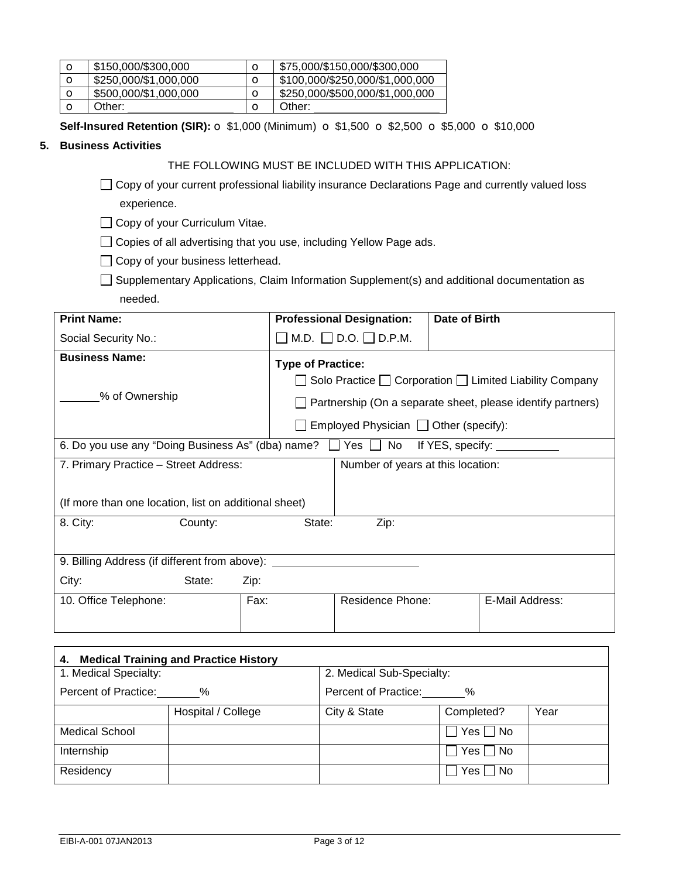| o | $150,000/$300,000 | o | $75,000/$150,000/$300,000 |
|---|---|---|---|
| o | $250,000/$1,000,000 | o | $100,000/$250,000/$1,000,000 |
| o | $500,000/$1,000,000 | o | $250,000/$500,000/$1,000,000 |
| o | Other: ________________ | o | Other: ____________________ |

**Self-Insured Retention (SIR):** o $1,000 (Minimum) o $1,500 o $2,500 o $5,000 o $10,000

## 5. Business Activities

THE FOLLOWING MUST BE INCLUDED WITH THIS APPLICATION:

- ☐ Copy of your current professional liability insurance Declarations Page and currently valued loss experience.
- ☐ Copy of your Curriculum Vitae.
- ☐ Copies of all advertising that you use, including Yellow Page ads.
- ☐ Copy of your business letterhead.
- ☐ Supplementary Applications, Claim Information Supplement(s) and additional documentation as needed.

| **Print Name:** | **Professional Designation:** | **Date of Birth** |
|---|---|---|
| Social Security No.: | ☐ M.D. ☐ D.O. ☐ D.P.M. | |
| **Business Name:**<br><br>______% of Ownership | **Type of Practice:**<br>☐ Solo Practice ☐ Corporation ☐ Limited Liability Company<br>☐ Partnership (On a separate sheet, please identify partners)<br>☐ Employed Physician ☐ Other (specify): | |
| 6. Do you use any "Doing Business As" (dba) name? ☐ Yes ☐ No If YES, specify: __________ | | |
| 7. Primary Practice – Street Address:<br><br>(If more than one location, list on additional sheet) | Number of years at this location: | |
| 8. City: County: State: Zip: | | |
| 9. Billing Address (if different from above): ______________________<br>City: State: Zip: | | |

| 10. Office Telephone: | Fax: | Residence Phone: | E-Mail Address: |
|---|---|---|---|
| | | | |

| **4. Medical Training and Practice History** | | | | |
|---|---|---|---|---|
| 1. Medical Specialty: | | 2. Medical Sub-Specialty: | | |
| Percent of Practice: ______% | | Percent of Practice: ______% | | |
| | Hospital / College | City & State | Completed? | Year |
| Medical School | | | ☐ Yes ☐ No | |
| Internship | | | ☐ Yes ☐ No | |
| Residency | | | ☐ Yes ☐ No | |

EIBI-A-001 07JAN2013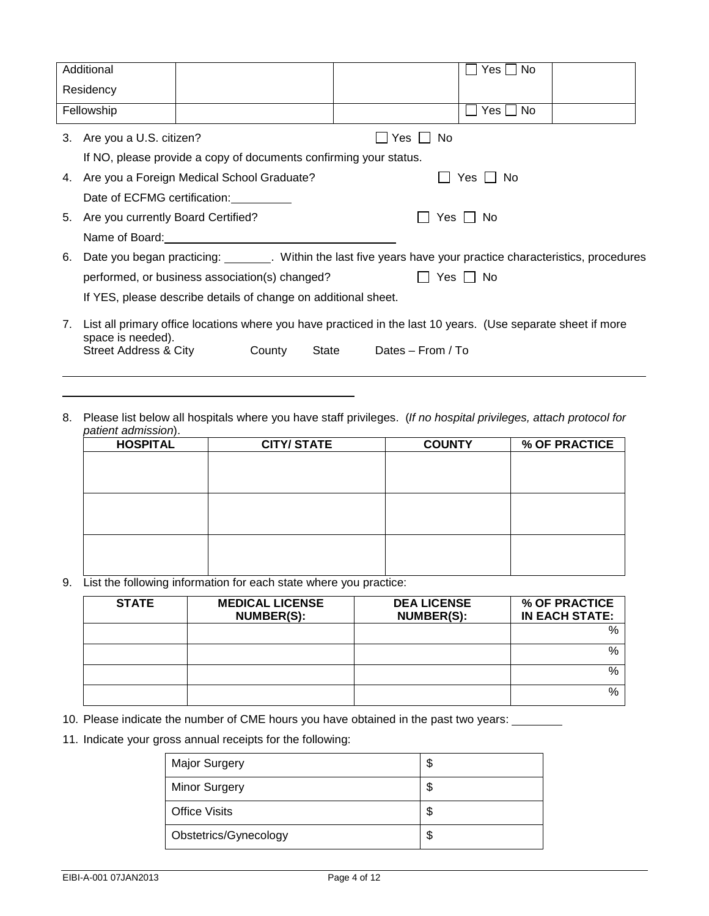| Additional Residency | | | ☐ Yes ☐ No | |
|---|---|---|---|---|
| Fellowship | | | ☐ Yes ☐ No | |

3. Are you a U.S. citizen? ☐ Yes ☐ No

   If NO, please provide a copy of documents confirming your status.

4. Are you a Foreign Medical School Graduate? ☐ Yes ☐ No

   Date of ECFMG certification: __________

5. Are you currently Board Certified? ☐ Yes ☐ No

   Name of Board: ____________________________________

6. Date you began practicing: _______. Within the last five years have your practice characteristics, procedures performed, or business association(s) changed? ☐ Yes ☐ No

   If YES, please describe details of change on additional sheet.

7. List all primary office locations where you have practiced in the last 10 years. (Use separate sheet if more space is needed).

   Street Address & City County State Dates – From / To

   ______________________________________________________________________________

   ______________________________________________

8. Please list below all hospitals where you have staff privileges. (*If no hospital privileges, attach protocol for patient admission*).

| HOSPITAL | CITY/ STATE | COUNTY | % OF PRACTICE |
|---|---|---|---|
| | | | |
| | | | |
| | | | |

9. List the following information for each state where you practice:

| STATE | MEDICAL LICENSE NUMBER(S): | DEA LICENSE NUMBER(S): | % OF PRACTICE IN EACH STATE: |
|---|---|---|---|
| | | | % |
| | | | % |
| | | | % |
| | | | % |

10. Please indicate the number of CME hours you have obtained in the past two years: ________

11. Indicate your gross annual receipts for the following:

| | |
|---|---|
| Major Surgery | $ |
| Minor Surgery | $ |
| Office Visits | $ |
| Obstetrics/Gynecology | $ |

EIBI-A-001 07JAN2013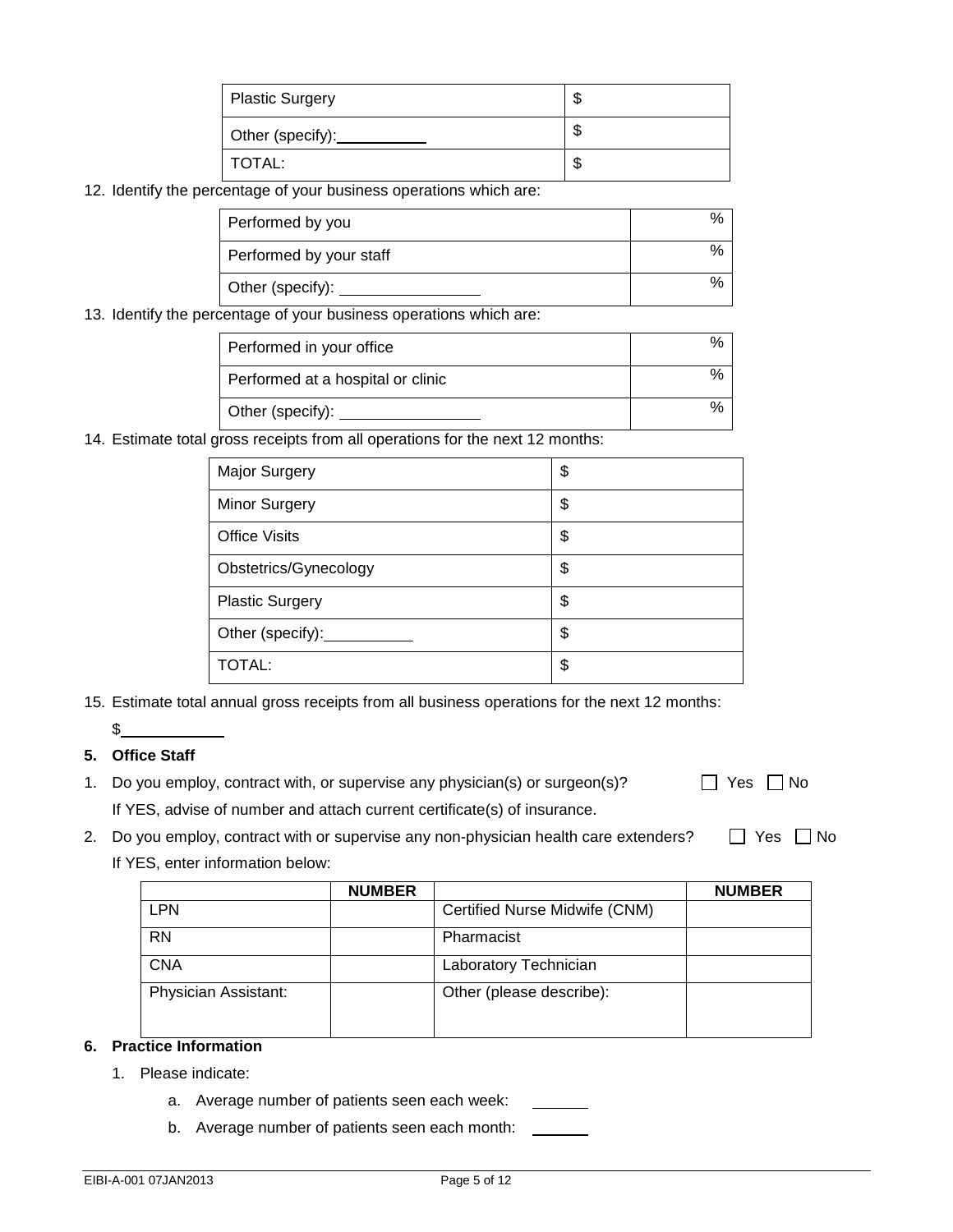| Plastic Surgery | $ |
|---|---|
| Other (specify):__________ | $ |
| TOTAL: | $ |

12. Identify the percentage of your business operations which are:

| Performed by you | % |
|---|---|
| Performed by your staff | % |
| Other (specify): ________________ | % |

13. Identify the percentage of your business operations which are:

| Performed in your office | % |
|---|---|
| Performed at a hospital or clinic | % |
| Other (specify): ________________ | % |

14. Estimate total gross receipts from all operations for the next 12 months:

| Major Surgery | $ |
|---|---|
| Minor Surgery | $ |
| Office Visits | $ |
| Obstetrics/Gynecology | $ |
| Plastic Surgery | $ |
| Other (specify):__________ | $ |
| TOTAL: | $ |

15. Estimate total annual gross receipts from all business operations for the next 12 months:

    $____________

## 5. Office Staff

1. Do you employ, contract with, or supervise any physician(s) or surgeon(s)? ☐ Yes ☐ No

   If YES, advise of number and attach current certificate(s) of insurance.

2. Do you employ, contract with or supervise any non-physician health care extenders? ☐ Yes ☐ No

   If YES, enter information below:

| | NUMBER | | NUMBER |
|---|---|---|---|
| LPN | | Certified Nurse Midwife (CNM) | |
| RN | | Pharmacist | |
| CNA | | Laboratory Technician | |
| Physician Assistant: | | Other (please describe): | |

## 6. Practice Information

1. Please indicate:

   a. Average number of patients seen each week: _______

   b. Average number of patients seen each month: _______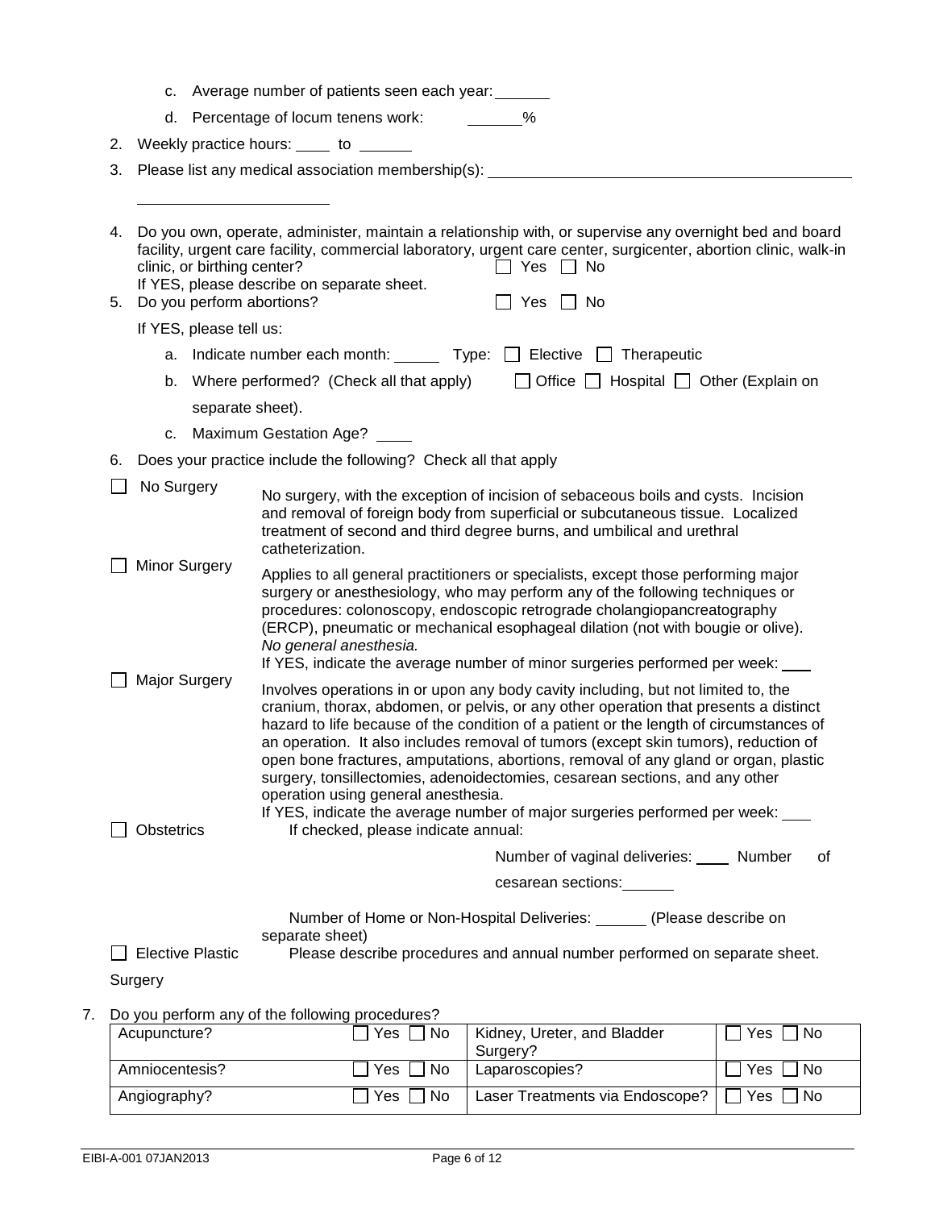c. Average number of patients seen each year: ______

d. Percentage of locum tenens work: ______%

2. Weekly practice hours: ____ to ______

3. Please list any medical association membership(s): ________________________________________________

4. Do you own, operate, administer, maintain a relationship with, or supervise any overnight bed and board facility, urgent care facility, commercial laboratory, urgent care center, surgicenter, abortion clinic, walk-in clinic, or birthing center? ☐ Yes ☐ No
   If YES, please describe on separate sheet.

5. Do you perform abortions? ☐ Yes ☐ No

   If YES, please tell us:

   a. Indicate number each month: ______ Type: ☐ Elective ☐ Therapeutic

   b. Where performed? (Check all that apply) ☐ Office ☐ Hospital ☐ Other (Explain on separate sheet).

   c. Maximum Gestation Age? ____

6. Does your practice include the following? Check all that apply

☐ **No Surgery** — No surgery, with the exception of incision of sebaceous boils and cysts. Incision and removal of foreign body from superficial or subcutaneous tissue. Localized treatment of second and third degree burns, and umbilical and urethral catheterization.

☐ **Minor Surgery** — Applies to all general practitioners or specialists, except those performing major surgery or anesthesiology, who may perform any of the following techniques or procedures: colonoscopy, endoscopic retrograde cholangiopancreatography (ERCP), pneumatic or mechanical esophageal dilation (not with bougie or olive). *No general anesthesia.*
If YES, indicate the average number of minor surgeries performed per week: ___

☐ **Major Surgery** — Involves operations in or upon any body cavity including, but not limited to, the cranium, thorax, abdomen, or pelvis, or any other operation that presents a distinct hazard to life because of the condition of a patient or the length of circumstances of an operation. It also includes removal of tumors (except skin tumors), reduction of open bone fractures, amputations, abortions, removal of any gland or organ, plastic surgery, tonsillectomies, adenoidectomies, cesarean sections, and any other operation using general anesthesia.
If YES, indicate the average number of major surgeries performed per week: ___

☐ **Obstetrics** — If checked, please indicate annual:

Number of vaginal deliveries: ____ Number of cesarean sections: ______

Number of Home or Non-Hospital Deliveries: ______ (Please describe on separate sheet)

☐ **Elective Plastic Surgery** — Please describe procedures and annual number performed on separate sheet.

7. Do you perform any of the following procedures?

| | | | |
|---|---|---|---|
| Acupuncture? | ☐ Yes ☐ No | Kidney, Ureter, and Bladder Surgery? | ☐ Yes ☐ No |
| Amniocentesis? | ☐ Yes ☐ No | Laparoscopies? | ☐ Yes ☐ No |
| Angiography? | ☐ Yes ☐ No | Laser Treatments via Endoscope? | ☐ Yes ☐ No |

EIBI-A-001 07JAN2013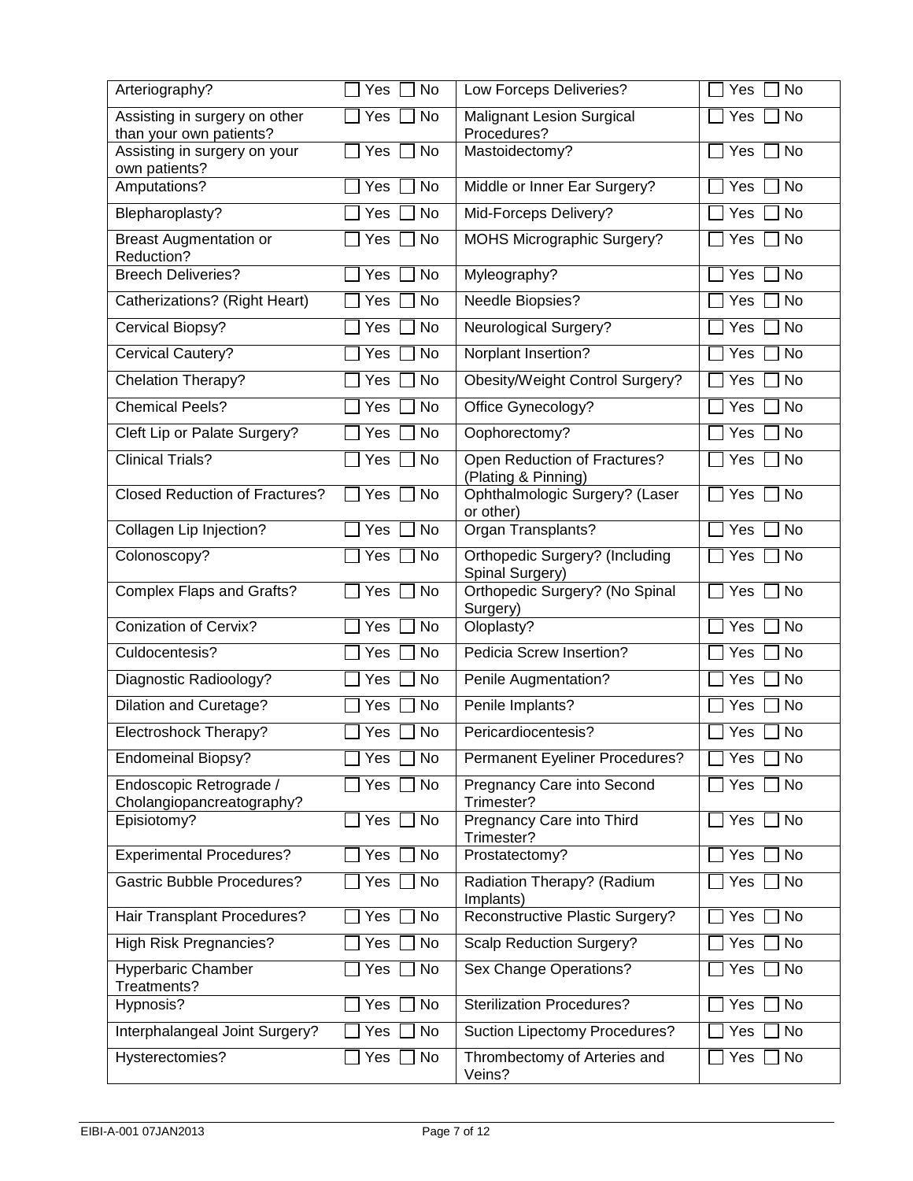| | | | |
|---|---|---|---|
| Arteriography? | ☐ Yes ☐ No | Low Forceps Deliveries? | ☐ Yes ☐ No |
| Assisting in surgery on other than your own patients? | ☐ Yes ☐ No | Malignant Lesion Surgical Procedures? | ☐ Yes ☐ No |
| Assisting in surgery on your own patients? | ☐ Yes ☐ No | Mastoidectomy? | ☐ Yes ☐ No |
| Amputations? | ☐ Yes ☐ No | Middle or Inner Ear Surgery? | ☐ Yes ☐ No |
| Blepharoplasty? | ☐ Yes ☐ No | Mid-Forceps Delivery? | ☐ Yes ☐ No |
| Breast Augmentation or Reduction? | ☐ Yes ☐ No | MOHS Micrographic Surgery? | ☐ Yes ☐ No |
| Breech Deliveries? | ☐ Yes ☐ No | Myleography? | ☐ Yes ☐ No |
| Catherizations? (Right Heart) | ☐ Yes ☐ No | Needle Biopsies? | ☐ Yes ☐ No |
| Cervical Biopsy? | ☐ Yes ☐ No | Neurological Surgery? | ☐ Yes ☐ No |
| Cervical Cautery? | ☐ Yes ☐ No | Norplant Insertion? | ☐ Yes ☐ No |
| Chelation Therapy? | ☐ Yes ☐ No | Obesity/Weight Control Surgery? | ☐ Yes ☐ No |
| Chemical Peels? | ☐ Yes ☐ No | Office Gynecology? | ☐ Yes ☐ No |
| Cleft Lip or Palate Surgery? | ☐ Yes ☐ No | Oophorectomy? | ☐ Yes ☐ No |
| Clinical Trials? | ☐ Yes ☐ No | Open Reduction of Fractures? (Plating & Pinning) | ☐ Yes ☐ No |
| Closed Reduction of Fractures? | ☐ Yes ☐ No | Ophthalmologic Surgery? (Laser or other) | ☐ Yes ☐ No |
| Collagen Lip Injection? | ☐ Yes ☐ No | Organ Transplants? | ☐ Yes ☐ No |
| Colonoscopy? | ☐ Yes ☐ No | Orthopedic Surgery? (Including Spinal Surgery) | ☐ Yes ☐ No |
| Complex Flaps and Grafts? | ☐ Yes ☐ No | Orthopedic Surgery? (No Spinal Surgery) | ☐ Yes ☐ No |
| Conization of Cervix? | ☐ Yes ☐ No | Oloplasty? | ☐ Yes ☐ No |
| Culdocentesis? | ☐ Yes ☐ No | Pedicia Screw Insertion? | ☐ Yes ☐ No |
| Diagnostic Radioology? | ☐ Yes ☐ No | Penile Augmentation? | ☐ Yes ☐ No |
| Dilation and Curetage? | ☐ Yes ☐ No | Penile Implants? | ☐ Yes ☐ No |
| Electroshock Therapy? | ☐ Yes ☐ No | Pericardiocentesis? | ☐ Yes ☐ No |
| Endomeinal Biopsy? | ☐ Yes ☐ No | Permanent Eyeliner Procedures? | ☐ Yes ☐ No |
| Endoscopic Retrograde / Cholangiopancreatography? | ☐ Yes ☐ No | Pregnancy Care into Second Trimester? | ☐ Yes ☐ No |
| Episiotomy? | ☐ Yes ☐ No | Pregnancy Care into Third Trimester? | ☐ Yes ☐ No |
| Experimental Procedures? | ☐ Yes ☐ No | Prostatectomy? | ☐ Yes ☐ No |
| Gastric Bubble Procedures? | ☐ Yes ☐ No | Radiation Therapy? (Radium Implants) | ☐ Yes ☐ No |
| Hair Transplant Procedures? | ☐ Yes ☐ No | Reconstructive Plastic Surgery? | ☐ Yes ☐ No |
| High Risk Pregnancies? | ☐ Yes ☐ No | Scalp Reduction Surgery? | ☐ Yes ☐ No |
| Hyperbaric Chamber Treatments? | ☐ Yes ☐ No | Sex Change Operations? | ☐ Yes ☐ No |
| Hypnosis? | ☐ Yes ☐ No | Sterilization Procedures? | ☐ Yes ☐ No |
| Interphalangeal Joint Surgery? | ☐ Yes ☐ No | Suction Lipectomy Procedures? | ☐ Yes ☐ No |
| Hysterectomies? | ☐ Yes ☐ No | Thrombectomy of Arteries and Veins? | ☐ Yes ☐ No |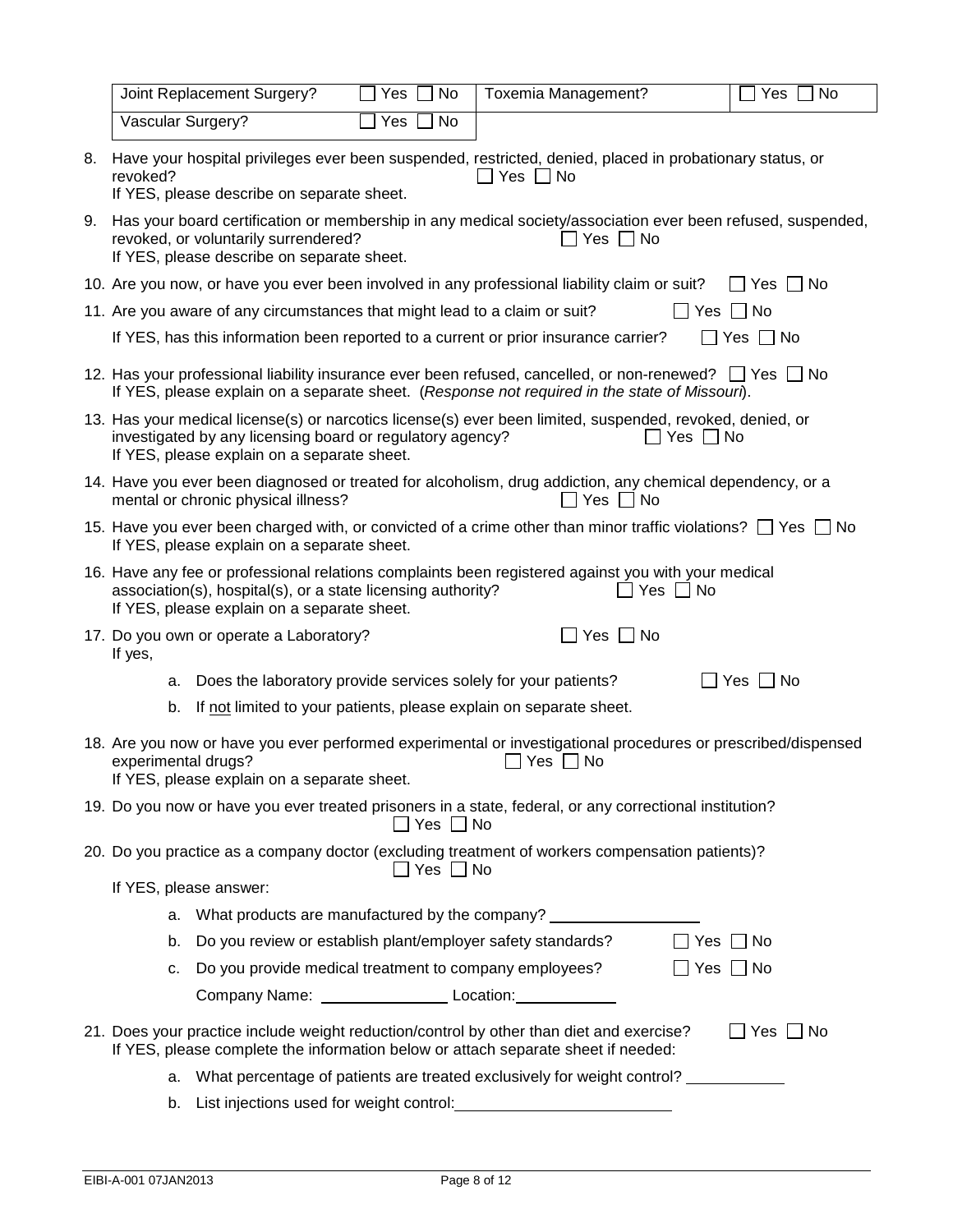| | | | |
|---|---|---|---|
| Joint Replacement Surgery? | ☐ Yes ☐ No | Toxemia Management? | ☐ Yes ☐ No |
| Vascular Surgery? | ☐ Yes ☐ No | | |

8. Have your hospital privileges ever been suspended, restricted, denied, placed in probationary status, or revoked? ☐ Yes ☐ No
   If YES, please describe on separate sheet.

9. Has your board certification or membership in any medical society/association ever been refused, suspended, revoked, or voluntarily surrendered? ☐ Yes ☐ No
   If YES, please describe on separate sheet.

10. Are you now, or have you ever been involved in any professional liability claim or suit? ☐ Yes ☐ No

11. Are you aware of any circumstances that might lead to a claim or suit? ☐ Yes ☐ No
    If YES, has this information been reported to a current or prior insurance carrier? ☐ Yes ☐ No

12. Has your professional liability insurance ever been refused, cancelled, or non-renewed? ☐ Yes ☐ No
    If YES, please explain on a separate sheet. (*Response not required in the state of Missouri*).

13. Has your medical license(s) or narcotics license(s) ever been limited, suspended, revoked, denied, or investigated by any licensing board or regulatory agency? ☐ Yes ☐ No
    If YES, please explain on a separate sheet.

14. Have you ever been diagnosed or treated for alcoholism, drug addiction, any chemical dependency, or a mental or chronic physical illness? ☐ Yes ☐ No

15. Have you ever been charged with, or convicted of a crime other than minor traffic violations? ☐ Yes ☐ No
    If YES, please explain on a separate sheet.

16. Have any fee or professional relations complaints been registered against you with your medical association(s), hospital(s), or a state licensing authority? ☐ Yes ☐ No
    If YES, please explain on a separate sheet.

17. Do you own or operate a Laboratory? ☐ Yes ☐ No
    If yes,
    a. Does the laboratory provide services solely for your patients? ☐ Yes ☐ No
    b. If not limited to your patients, please explain on separate sheet.

18. Are you now or have you ever performed experimental or investigational procedures or prescribed/dispensed experimental drugs? ☐ Yes ☐ No
    If YES, please explain on a separate sheet.

19. Do you now or have you ever treated prisoners in a state, federal, or any correctional institution? ☐ Yes ☐ No

20. Do you practice as a company doctor (excluding treatment of workers compensation patients)? ☐ Yes ☐ No
    If YES, please answer:
    a. What products are manufactured by the company? ________________
    b. Do you review or establish plant/employer safety standards? ☐ Yes ☐ No
    c. Do you provide medical treatment to company employees? ☐ Yes ☐ No
       Company Name: ______________ Location: ___________

21. Does your practice include weight reduction/control by other than diet and exercise? ☐ Yes ☐ No
    If YES, please complete the information below or attach separate sheet if needed:
    a. What percentage of patients are treated exclusively for weight control? ___________
    b. List injections used for weight control: ________________________

EIBI-A-001 07JAN2013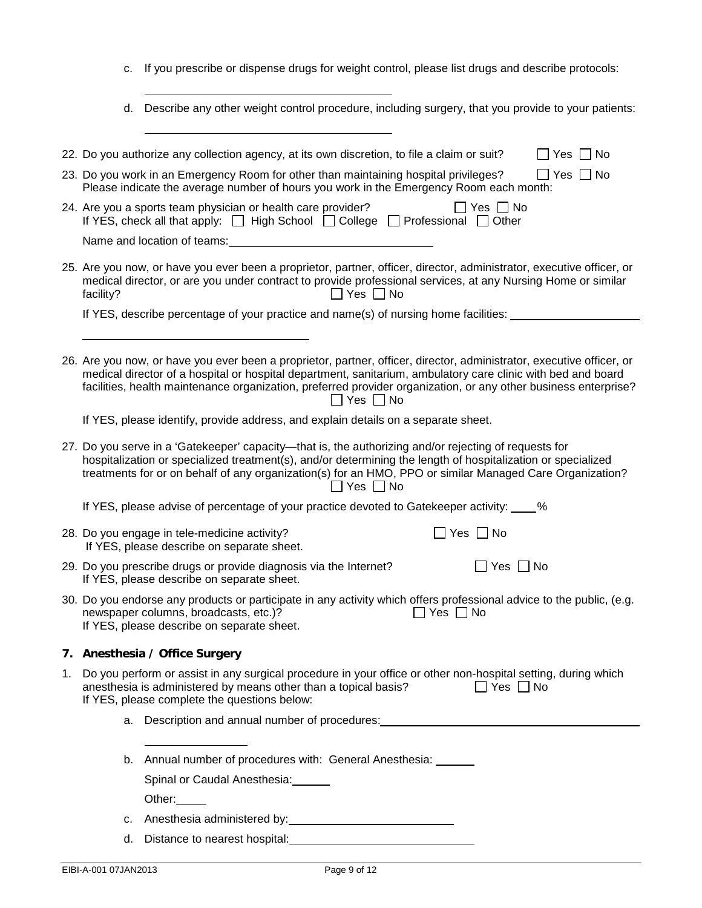c. If you prescribe or dispense drugs for weight control, please list drugs and describe protocols:

_______________________________

d. Describe any other weight control procedure, including surgery, that you provide to your patients:

_______________________________

22. Do you authorize any collection agency, at its own discretion, to file a claim or suit? ☐ Yes ☐ No

23. Do you work in an Emergency Room for other than maintaining hospital privileges? ☐ Yes ☐ No
Please indicate the average number of hours you work in the Emergency Room each month:

24. Are you a sports team physician or health care provider? ☐ Yes ☐ No
If YES, check all that apply: ☐ High School ☐ College ☐ Professional ☐ Other

Name and location of teams: _______________________________

25. Are you now, or have you ever been a proprietor, partner, officer, director, administrator, executive officer, or medical director, or are you under contract to provide professional services, at any Nursing Home or similar facility? ☐ Yes ☐ No

If YES, describe percentage of your practice and name(s) of nursing home facilities: _______________________________

_______________________________

26. Are you now, or have you ever been a proprietor, partner, officer, director, administrator, executive officer, or medical director of a hospital or hospital department, sanitarium, ambulatory care clinic with bed and board facilities, health maintenance organization, preferred provider organization, or any other business enterprise? ☐ Yes ☐ No

If YES, please identify, provide address, and explain details on a separate sheet.

27. Do you serve in a 'Gatekeeper' capacity—that is, the authorizing and/or rejecting of requests for hospitalization or specialized treatment(s), and/or determining the length of hospitalization or specialized treatments for or on behalf of any organization(s) for an HMO, PPO or similar Managed Care Organization? ☐ Yes ☐ No

If YES, please advise of percentage of your practice devoted to Gatekeeper activity: ____%

28. Do you engage in tele-medicine activity? ☐ Yes ☐ No
If YES, please describe on separate sheet.

29. Do you prescribe drugs or provide diagnosis via the Internet? ☐ Yes ☐ No
If YES, please describe on separate sheet.

30. Do you endorse any products or participate in any activity which offers professional advice to the public, (e.g. newspaper columns, broadcasts, etc.)? ☐ Yes ☐ No
If YES, please describe on separate sheet.

## 7. Anesthesia / Office Surgery

1. Do you perform or assist in any surgical procedure in your office or other non-hospital setting, during which anesthesia is administered by means other than a topical basis? ☐ Yes ☐ No
If YES, please complete the questions below:

   a. Description and annual number of procedures: _______________________________

   _______________

   b. Annual number of procedures with: General Anesthesia: ______

   Spinal or Caudal Anesthesia: ______

   Other: _____

   c. Anesthesia administered by: _______________________________

   d. Distance to nearest hospital: _______________________________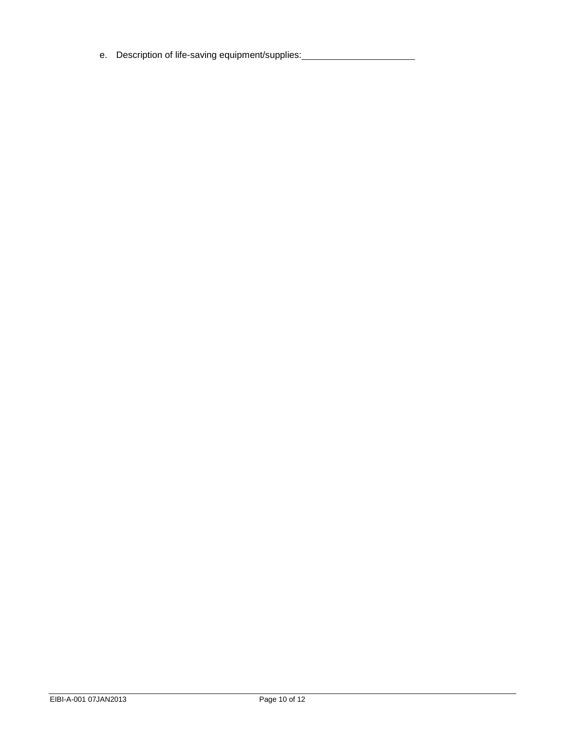e. Description of life-saving equipment/supplies: ______________________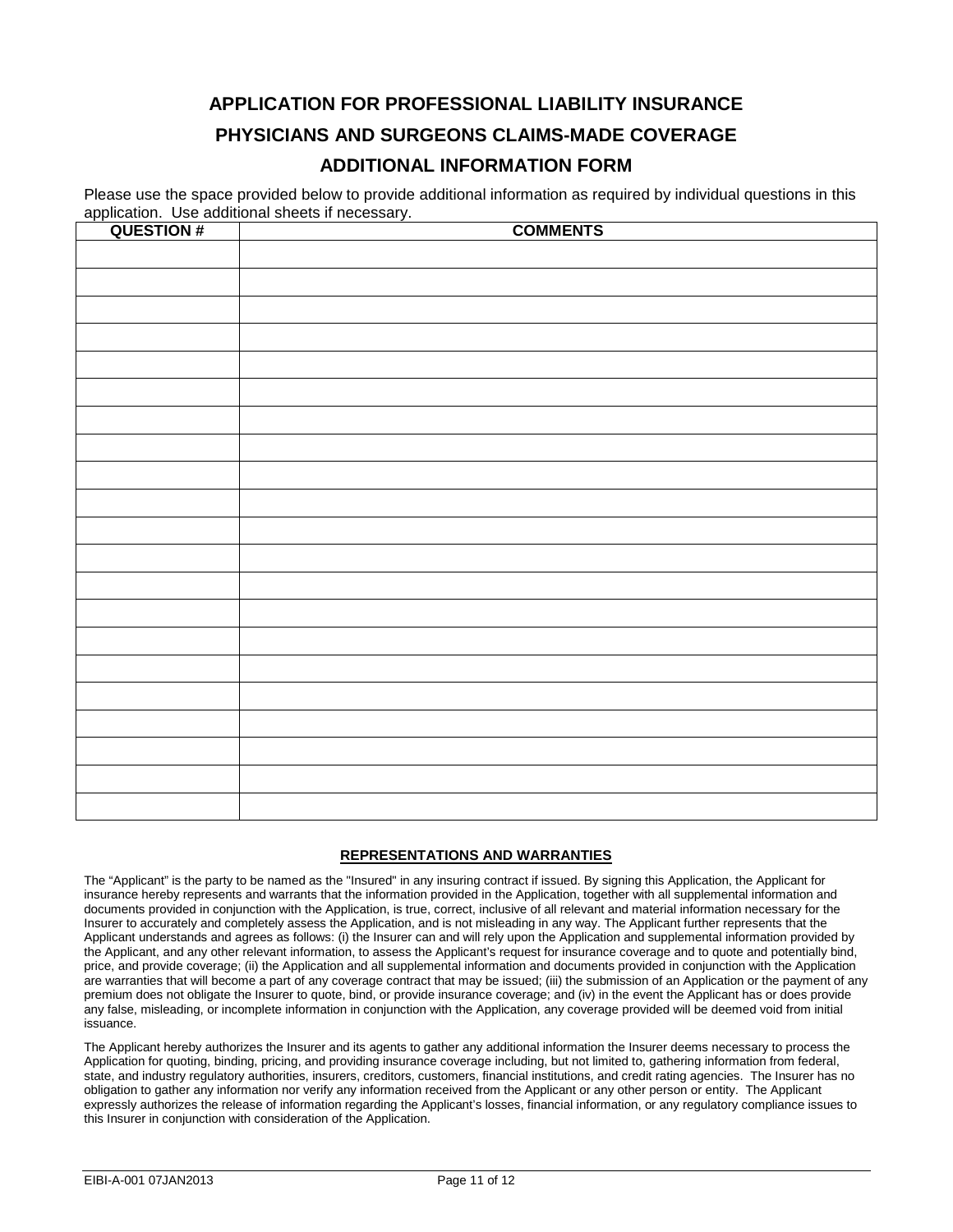# APPLICATION FOR PROFESSIONAL LIABILITY INSURANCE

# PHYSICIANS AND SURGEONS CLAIMS-MADE COVERAGE

# ADDITIONAL INFORMATION FORM

Please use the space provided below to provide additional information as required by individual questions in this application. Use additional sheets if necessary.

| QUESTION # | COMMENTS |
|---|---|
| | |
| | |
| | |
| | |
| | |
| | |
| | |
| | |
| | |
| | |
| | |
| | |
| | |
| | |
| | |
| | |
| | |
| | |
| | |
| | |
| | |

**REPRESENTATIONS AND WARRANTIES**

The "Applicant" is the party to be named as the "Insured" in any insuring contract if issued. By signing this Application, the Applicant for insurance hereby represents and warrants that the information provided in the Application, together with all supplemental information and documents provided in conjunction with the Application, is true, correct, inclusive of all relevant and material information necessary for the Insurer to accurately and completely assess the Application, and is not misleading in any way. The Applicant further represents that the Applicant understands and agrees as follows: (i) the Insurer can and will rely upon the Application and supplemental information provided by the Applicant, and any other relevant information, to assess the Applicant's request for insurance coverage and to quote and potentially bind, price, and provide coverage; (ii) the Application and all supplemental information and documents provided in conjunction with the Application are warranties that will become a part of any coverage contract that may be issued; (iii) the submission of an Application or the payment of any premium does not obligate the Insurer to quote, bind, or provide insurance coverage; and (iv) in the event the Applicant has or does provide any false, misleading, or incomplete information in conjunction with the Application, any coverage provided will be deemed void from initial issuance.

The Applicant hereby authorizes the Insurer and its agents to gather any additional information the Insurer deems necessary to process the Application for quoting, binding, pricing, and providing insurance coverage including, but not limited to, gathering information from federal, state, and industry regulatory authorities, insurers, creditors, customers, financial institutions, and credit rating agencies. The Insurer has no obligation to gather any information nor verify any information received from the Applicant or any other person or entity. The Applicant expressly authorizes the release of information regarding the Applicant's losses, financial information, or any regulatory compliance issues to this Insurer in conjunction with consideration of the Application.

EIBI-A-001 07JAN2013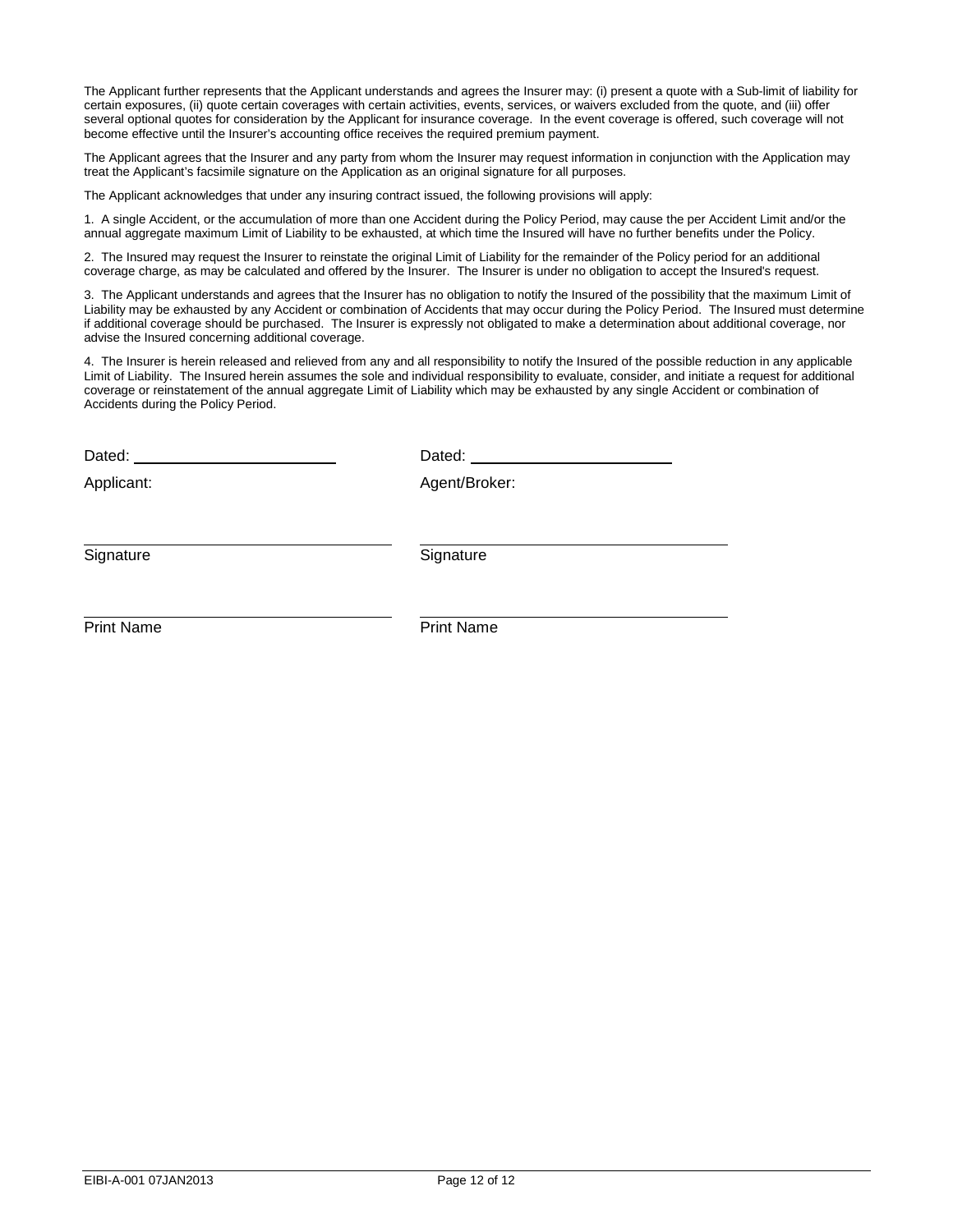The Applicant further represents that the Applicant understands and agrees the Insurer may: (i) present a quote with a Sub-limit of liability for certain exposures, (ii) quote certain coverages with certain activities, events, services, or waivers excluded from the quote, and (iii) offer several optional quotes for consideration by the Applicant for insurance coverage. In the event coverage is offered, such coverage will not become effective until the Insurer's accounting office receives the required premium payment.

The Applicant agrees that the Insurer and any party from whom the Insurer may request information in conjunction with the Application may treat the Applicant's facsimile signature on the Application as an original signature for all purposes.

The Applicant acknowledges that under any insuring contract issued, the following provisions will apply:

1. A single Accident, or the accumulation of more than one Accident during the Policy Period, may cause the per Accident Limit and/or the annual aggregate maximum Limit of Liability to be exhausted, at which time the Insured will have no further benefits under the Policy.

2. The Insured may request the Insurer to reinstate the original Limit of Liability for the remainder of the Policy period for an additional coverage charge, as may be calculated and offered by the Insurer. The Insurer is under no obligation to accept the Insured's request.

3. The Applicant understands and agrees that the Insurer has no obligation to notify the Insured of the possibility that the maximum Limit of Liability may be exhausted by any Accident or combination of Accidents that may occur during the Policy Period. The Insured must determine if additional coverage should be purchased. The Insurer is expressly not obligated to make a determination about additional coverage, nor advise the Insured concerning additional coverage.

4. The Insurer is herein released and relieved from any and all responsibility to notify the Insured of the possible reduction in any applicable Limit of Liability. The Insured herein assumes the sole and individual responsibility to evaluate, consider, and initiate a request for additional coverage or reinstatement of the annual aggregate Limit of Liability which may be exhausted by any single Accident or combination of Accidents during the Policy Period.

Dated: ________________________

Applicant:

______________________________
Signature

______________________________
Print Name

Dated: ________________________

Agent/Broker:

______________________________
Signature

______________________________
Print Name

EIBI-A-001 07JAN2013